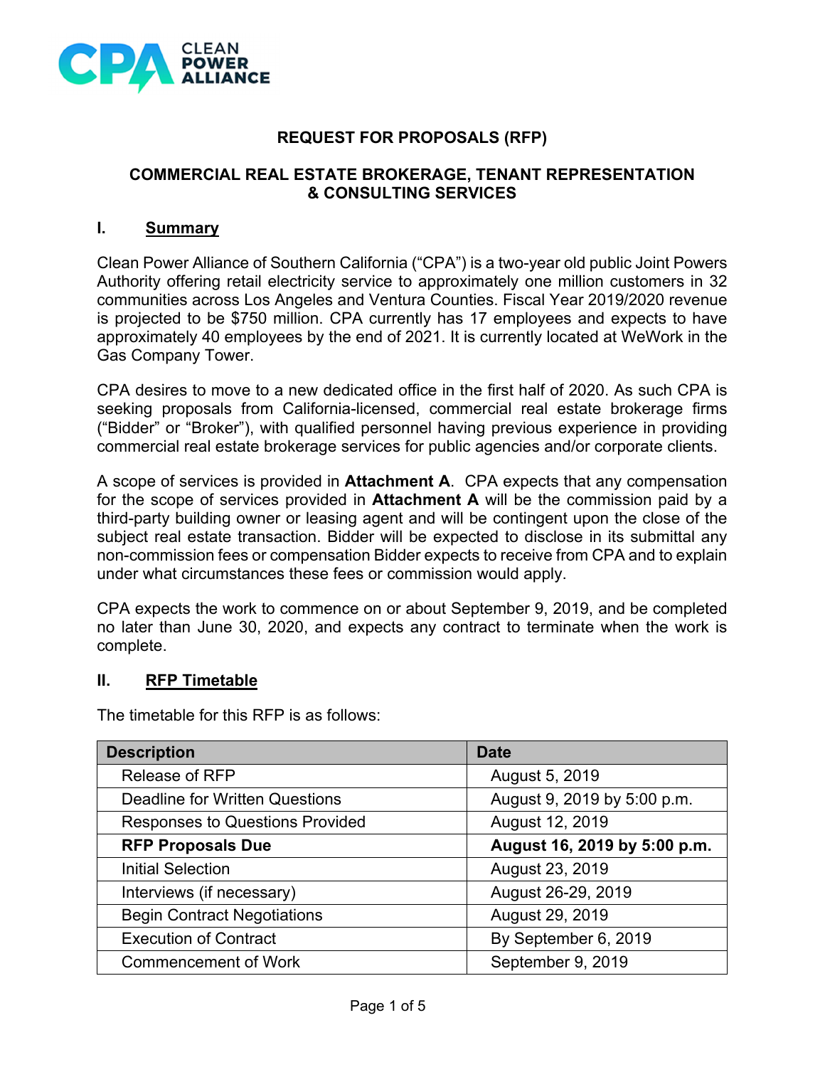CLEAN POWER ALLIANCE

# REQUEST FOR PROPOSALS (RFP)

## COMMERCIAL REAL ESTATE BROKERAGE, TENANT REPRESENTATION & CONSULTING SERVICES

## I. Summary

Clean Power Alliance of Southern California ("CPA") is a two-year old public Joint Powers Authority offering retail electricity service to approximately one million customers in 32 communities across Los Angeles and Ventura Counties. Fiscal Year 2019/2020 revenue is projected to be $750 million. CPA currently has 17 employees and expects to have approximately 40 employees by the end of 2021. It is currently located at WeWork in the Gas Company Tower.

CPA desires to move to a new dedicated office in the first half of 2020. As such CPA is seeking proposals from California-licensed, commercial real estate brokerage firms ("Bidder" or "Broker"), with qualified personnel having previous experience in providing commercial real estate brokerage services for public agencies and/or corporate clients.

A scope of services is provided in **Attachment A**. CPA expects that any compensation for the scope of services provided in **Attachment A** will be the commission paid by a third-party building owner or leasing agent and will be contingent upon the close of the subject real estate transaction. Bidder will be expected to disclose in its submittal any non-commission fees or compensation Bidder expects to receive from CPA and to explain under what circumstances these fees or commission would apply.

CPA expects the work to commence on or about September 9, 2019, and be completed no later than June 30, 2020, and expects any contract to terminate when the work is complete.

## II. RFP Timetable

The timetable for this RFP is as follows:

| Description | Date |
|---|---|
| Release of RFP | August 5, 2019 |
| Deadline for Written Questions | August 9, 2019 by 5:00 p.m. |
| Responses to Questions Provided | August 12, 2019 |
| **RFP Proposals Due** | **August 16, 2019 by 5:00 p.m.** |
| Initial Selection | August 23, 2019 |
| Interviews (if necessary) | August 26-29, 2019 |
| Begin Contract Negotiations | August 29, 2019 |
| Execution of Contract | By September 6, 2019 |
| Commencement of Work | September 9, 2019 |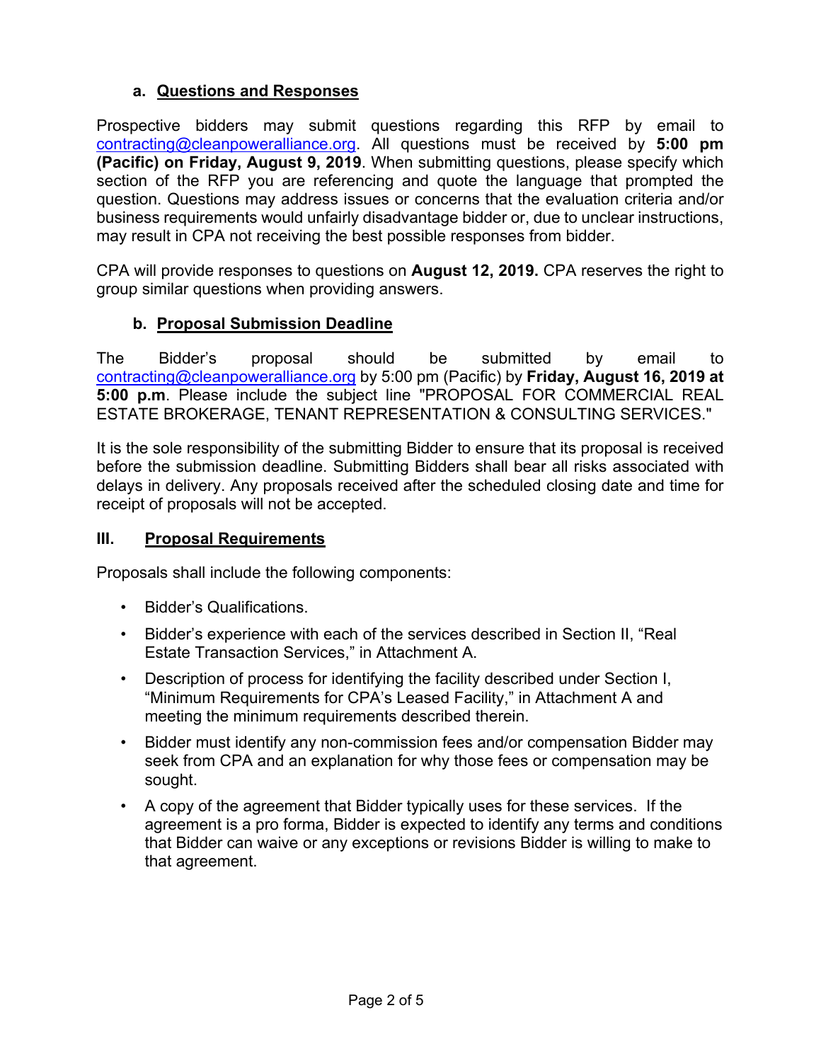### a. Questions and Responses

Prospective bidders may submit questions regarding this RFP by email to contracting@cleanpoweralliance.org. All questions must be received by **5:00 pm (Pacific) on Friday, August 9, 2019**. When submitting questions, please specify which section of the RFP you are referencing and quote the language that prompted the question. Questions may address issues or concerns that the evaluation criteria and/or business requirements would unfairly disadvantage bidder or, due to unclear instructions, may result in CPA not receiving the best possible responses from bidder.

CPA will provide responses to questions on **August 12, 2019.** CPA reserves the right to group similar questions when providing answers.

### b. Proposal Submission Deadline

The Bidder's proposal should be submitted by email to contracting@cleanpoweralliance.org by 5:00 pm (Pacific) by **Friday, August 16, 2019 at 5:00 p.m**. Please include the subject line "PROPOSAL FOR COMMERCIAL REAL ESTATE BROKERAGE, TENANT REPRESENTATION & CONSULTING SERVICES."

It is the sole responsibility of the submitting Bidder to ensure that its proposal is received before the submission deadline. Submitting Bidders shall bear all risks associated with delays in delivery. Any proposals received after the scheduled closing date and time for receipt of proposals will not be accepted.

## III. Proposal Requirements

Proposals shall include the following components:

- Bidder's Qualifications.
- Bidder's experience with each of the services described in Section II, "Real Estate Transaction Services," in Attachment A.
- Description of process for identifying the facility described under Section I, "Minimum Requirements for CPA's Leased Facility," in Attachment A and meeting the minimum requirements described therein.
- Bidder must identify any non-commission fees and/or compensation Bidder may seek from CPA and an explanation for why those fees or compensation may be sought.
- A copy of the agreement that Bidder typically uses for these services. If the agreement is a pro forma, Bidder is expected to identify any terms and conditions that Bidder can waive or any exceptions or revisions Bidder is willing to make to that agreement.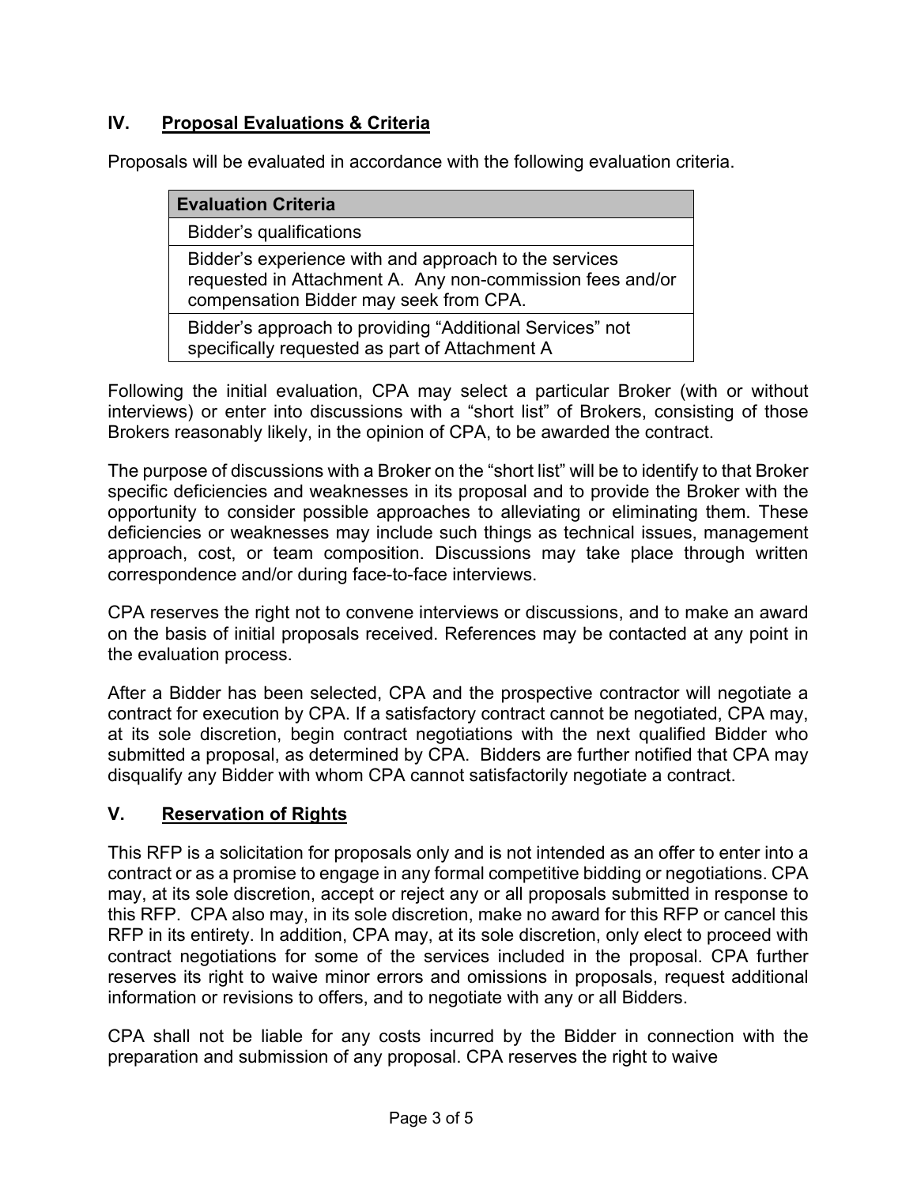## IV. Proposal Evaluations & Criteria

Proposals will be evaluated in accordance with the following evaluation criteria.

| Evaluation Criteria |
| --- |
| Bidder's qualifications |
| Bidder's experience with and approach to the services requested in Attachment A. Any non-commission fees and/or compensation Bidder may seek from CPA. |
| Bidder's approach to providing "Additional Services" not specifically requested as part of Attachment A |

Following the initial evaluation, CPA may select a particular Broker (with or without interviews) or enter into discussions with a "short list" of Brokers, consisting of those Brokers reasonably likely, in the opinion of CPA, to be awarded the contract.

The purpose of discussions with a Broker on the "short list" will be to identify to that Broker specific deficiencies and weaknesses in its proposal and to provide the Broker with the opportunity to consider possible approaches to alleviating or eliminating them. These deficiencies or weaknesses may include such things as technical issues, management approach, cost, or team composition. Discussions may take place through written correspondence and/or during face-to-face interviews.

CPA reserves the right not to convene interviews or discussions, and to make an award on the basis of initial proposals received. References may be contacted at any point in the evaluation process.

After a Bidder has been selected, CPA and the prospective contractor will negotiate a contract for execution by CPA. If a satisfactory contract cannot be negotiated, CPA may, at its sole discretion, begin contract negotiations with the next qualified Bidder who submitted a proposal, as determined by CPA. Bidders are further notified that CPA may disqualify any Bidder with whom CPA cannot satisfactorily negotiate a contract.

## V. Reservation of Rights

This RFP is a solicitation for proposals only and is not intended as an offer to enter into a contract or as a promise to engage in any formal competitive bidding or negotiations. CPA may, at its sole discretion, accept or reject any or all proposals submitted in response to this RFP. CPA also may, in its sole discretion, make no award for this RFP or cancel this RFP in its entirety. In addition, CPA may, at its sole discretion, only elect to proceed with contract negotiations for some of the services included in the proposal. CPA further reserves its right to waive minor errors and omissions in proposals, request additional information or revisions to offers, and to negotiate with any or all Bidders.

CPA shall not be liable for any costs incurred by the Bidder in connection with the preparation and submission of any proposal. CPA reserves the right to waive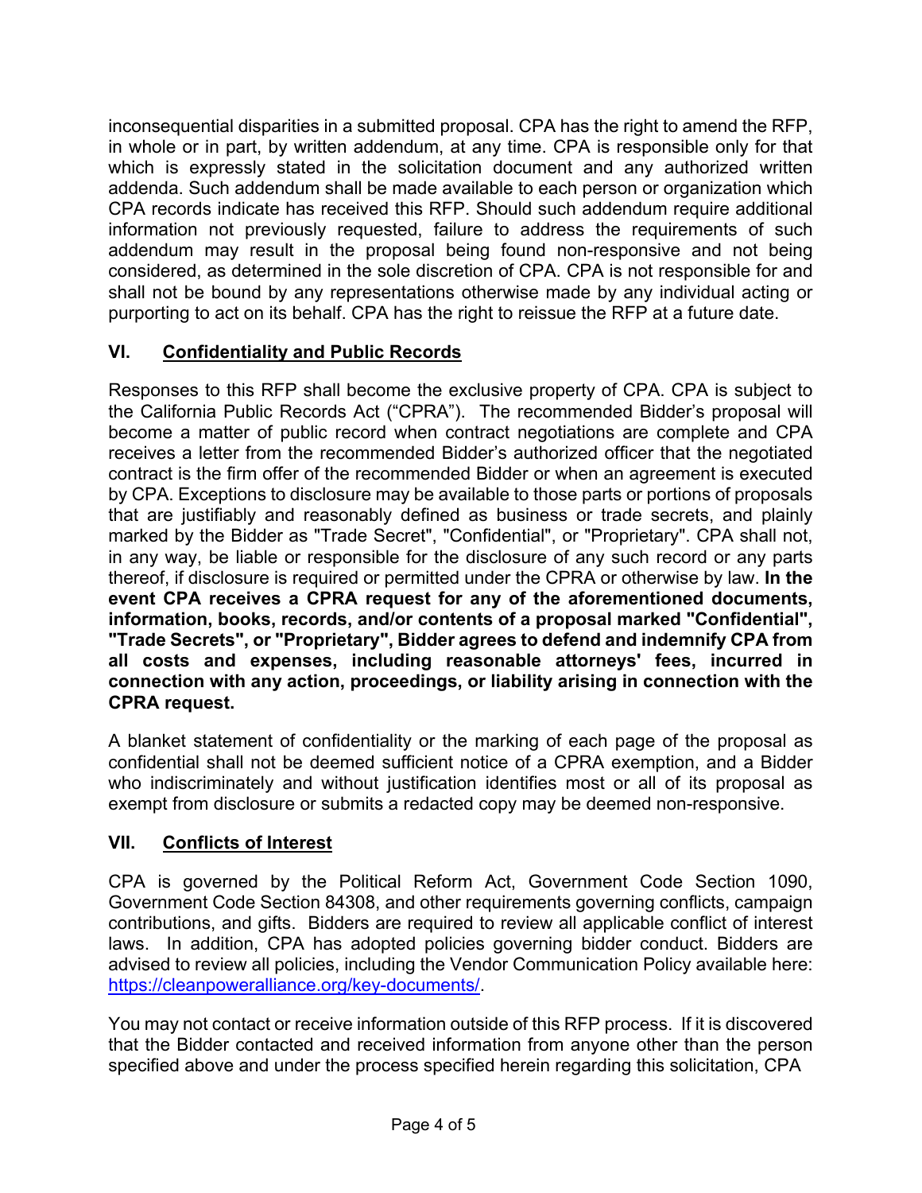inconsequential disparities in a submitted proposal. CPA has the right to amend the RFP, in whole or in part, by written addendum, at any time. CPA is responsible only for that which is expressly stated in the solicitation document and any authorized written addenda. Such addendum shall be made available to each person or organization which CPA records indicate has received this RFP. Should such addendum require additional information not previously requested, failure to address the requirements of such addendum may result in the proposal being found non-responsive and not being considered, as determined in the sole discretion of CPA. CPA is not responsible for and shall not be bound by any representations otherwise made by any individual acting or purporting to act on its behalf. CPA has the right to reissue the RFP at a future date.

## VI. Confidentiality and Public Records

Responses to this RFP shall become the exclusive property of CPA. CPA is subject to the California Public Records Act ("CPRA"). The recommended Bidder's proposal will become a matter of public record when contract negotiations are complete and CPA receives a letter from the recommended Bidder's authorized officer that the negotiated contract is the firm offer of the recommended Bidder or when an agreement is executed by CPA. Exceptions to disclosure may be available to those parts or portions of proposals that are justifiably and reasonably defined as business or trade secrets, and plainly marked by the Bidder as "Trade Secret", "Confidential", or "Proprietary". CPA shall not, in any way, be liable or responsible for the disclosure of any such record or any parts thereof, if disclosure is required or permitted under the CPRA or otherwise by law. **In the event CPA receives a CPRA request for any of the aforementioned documents, information, books, records, and/or contents of a proposal marked "Confidential", "Trade Secrets", or "Proprietary", Bidder agrees to defend and indemnify CPA from all costs and expenses, including reasonable attorneys' fees, incurred in connection with any action, proceedings, or liability arising in connection with the CPRA request.**

A blanket statement of confidentiality or the marking of each page of the proposal as confidential shall not be deemed sufficient notice of a CPRA exemption, and a Bidder who indiscriminately and without justification identifies most or all of its proposal as exempt from disclosure or submits a redacted copy may be deemed non-responsive.

## VII. Conflicts of Interest

CPA is governed by the Political Reform Act, Government Code Section 1090, Government Code Section 84308, and other requirements governing conflicts, campaign contributions, and gifts. Bidders are required to review all applicable conflict of interest laws. In addition, CPA has adopted policies governing bidder conduct. Bidders are advised to review all policies, including the Vendor Communication Policy available here: [https://cleanpoweralliance.org/key-documents/](https://cleanpoweralliance.org/key-documents/).

You may not contact or receive information outside of this RFP process. If it is discovered that the Bidder contacted and received information from anyone other than the person specified above and under the process specified herein regarding this solicitation, CPA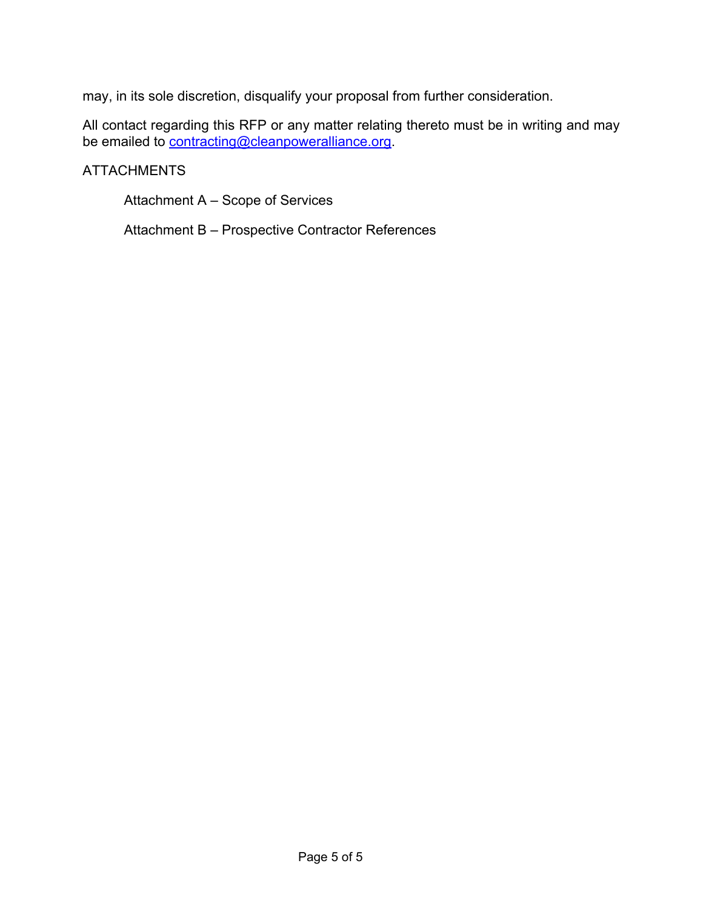may, in its sole discretion, disqualify your proposal from further consideration.

All contact regarding this RFP or any matter relating thereto must be in writing and may be emailed to contracting@cleanpoweralliance.org.

ATTACHMENTS

Attachment A – Scope of Services

Attachment B – Prospective Contractor References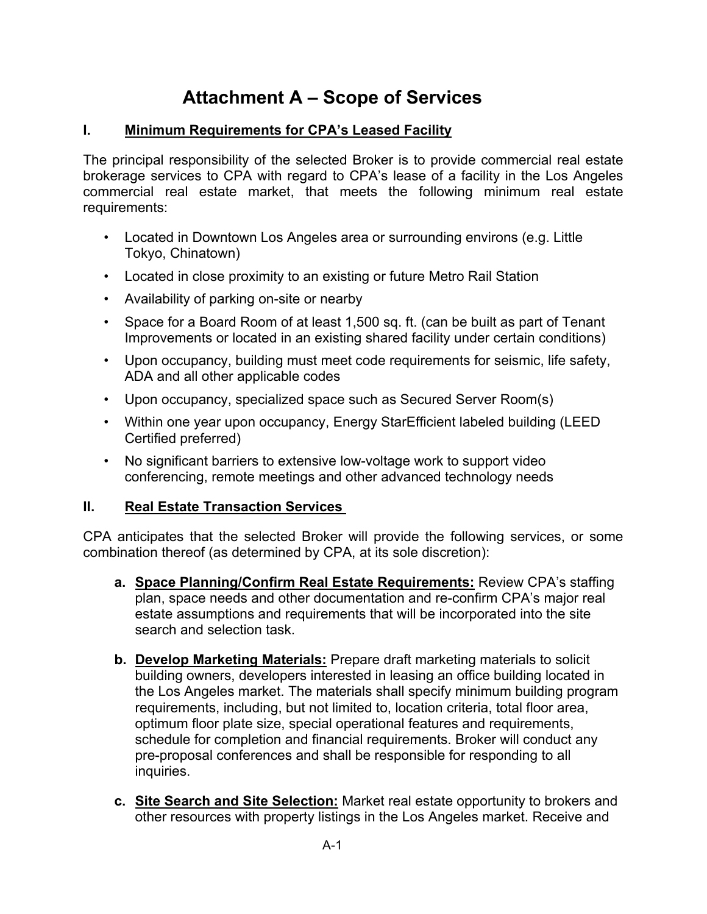# Attachment A – Scope of Services

## I. Minimum Requirements for CPA's Leased Facility

The principal responsibility of the selected Broker is to provide commercial real estate brokerage services to CPA with regard to CPA's lease of a facility in the Los Angeles commercial real estate market, that meets the following minimum real estate requirements:

- Located in Downtown Los Angeles area or surrounding environs (e.g. Little Tokyo, Chinatown)
- Located in close proximity to an existing or future Metro Rail Station
- Availability of parking on-site or nearby
- Space for a Board Room of at least 1,500 sq. ft. (can be built as part of Tenant Improvements or located in an existing shared facility under certain conditions)
- Upon occupancy, building must meet code requirements for seismic, life safety, ADA and all other applicable codes
- Upon occupancy, specialized space such as Secured Server Room(s)
- Within one year upon occupancy, Energy StarEfficient labeled building (LEED Certified preferred)
- No significant barriers to extensive low-voltage work to support video conferencing, remote meetings and other advanced technology needs

## II. Real Estate Transaction Services

CPA anticipates that the selected Broker will provide the following services, or some combination thereof (as determined by CPA, at its sole discretion):

a. **Space Planning/Confirm Real Estate Requirements:** Review CPA's staffing plan, space needs and other documentation and re-confirm CPA's major real estate assumptions and requirements that will be incorporated into the site search and selection task.

b. **Develop Marketing Materials:** Prepare draft marketing materials to solicit building owners, developers interested in leasing an office building located in the Los Angeles market. The materials shall specify minimum building program requirements, including, but not limited to, location criteria, total floor area, optimum floor plate size, special operational features and requirements, schedule for completion and financial requirements. Broker will conduct any pre-proposal conferences and shall be responsible for responding to all inquiries.

c. **Site Search and Site Selection:** Market real estate opportunity to brokers and other resources with property listings in the Los Angeles market. Receive and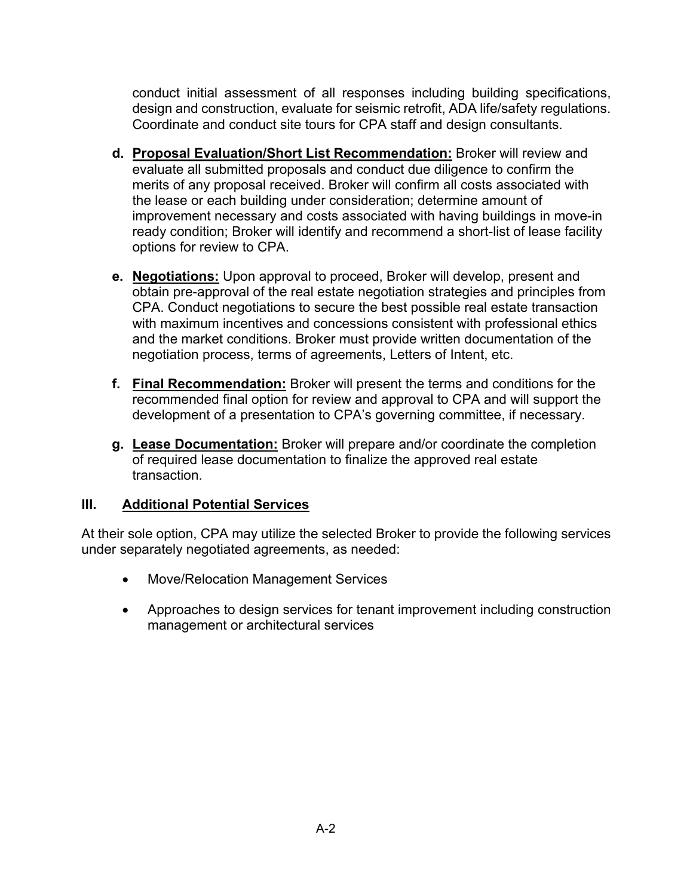conduct initial assessment of all responses including building specifications, design and construction, evaluate for seismic retrofit, ADA life/safety regulations. Coordinate and conduct site tours for CPA staff and design consultants.

**d. Proposal Evaluation/Short List Recommendation:** Broker will review and evaluate all submitted proposals and conduct due diligence to confirm the merits of any proposal received. Broker will confirm all costs associated with the lease or each building under consideration; determine amount of improvement necessary and costs associated with having buildings in move-in ready condition; Broker will identify and recommend a short-list of lease facility options for review to CPA.

**e. Negotiations:** Upon approval to proceed, Broker will develop, present and obtain pre-approval of the real estate negotiation strategies and principles from CPA. Conduct negotiations to secure the best possible real estate transaction with maximum incentives and concessions consistent with professional ethics and the market conditions. Broker must provide written documentation of the negotiation process, terms of agreements, Letters of Intent, etc.

**f. Final Recommendation:** Broker will present the terms and conditions for the recommended final option for review and approval to CPA and will support the development of a presentation to CPA's governing committee, if necessary.

**g. Lease Documentation:** Broker will prepare and/or coordinate the completion of required lease documentation to finalize the approved real estate transaction.

## III. Additional Potential Services

At their sole option, CPA may utilize the selected Broker to provide the following services under separately negotiated agreements, as needed:

- Move/Relocation Management Services
- Approaches to design services for tenant improvement including construction management or architectural services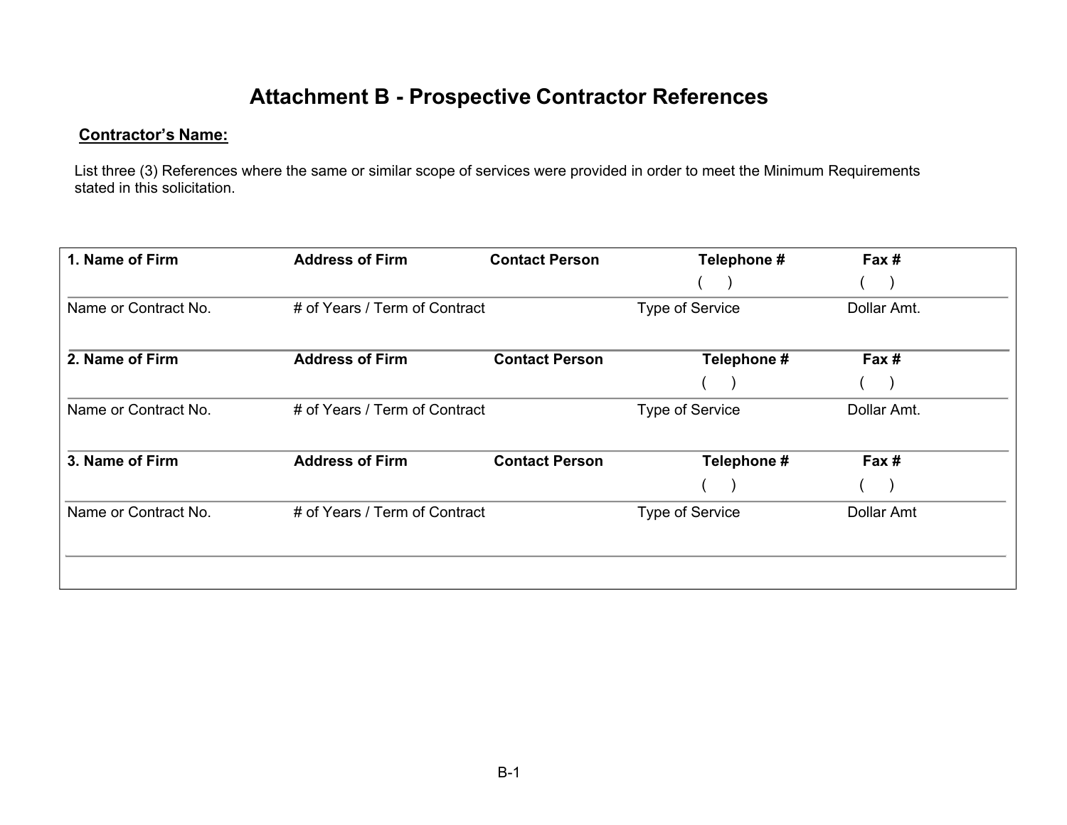# Attachment B - Prospective Contractor References

**Contractor's Name:**

List three (3) References where the same or similar scope of services were provided in order to meet the Minimum Requirements stated in this solicitation.

| | | | | |
|---|---|---|---|---|
| **1. Name of Firm** | **Address of Firm** | **Contact Person** | **Telephone #**<br>( ) | **Fax #**<br>( ) |
| Name or Contract No. | # of Years / Term of Contract | | Type of Service | Dollar Amt. |
| **2. Name of Firm** | **Address of Firm** | **Contact Person** | **Telephone #**<br>( ) | **Fax #**<br>( ) |
| Name or Contract No. | # of Years / Term of Contract | | Type of Service | Dollar Amt. |
| **3. Name of Firm** | **Address of Firm** | **Contact Person** | **Telephone #**<br>( ) | **Fax #**<br>( ) |
| Name or Contract No. | # of Years / Term of Contract | | Type of Service | Dollar Amt |